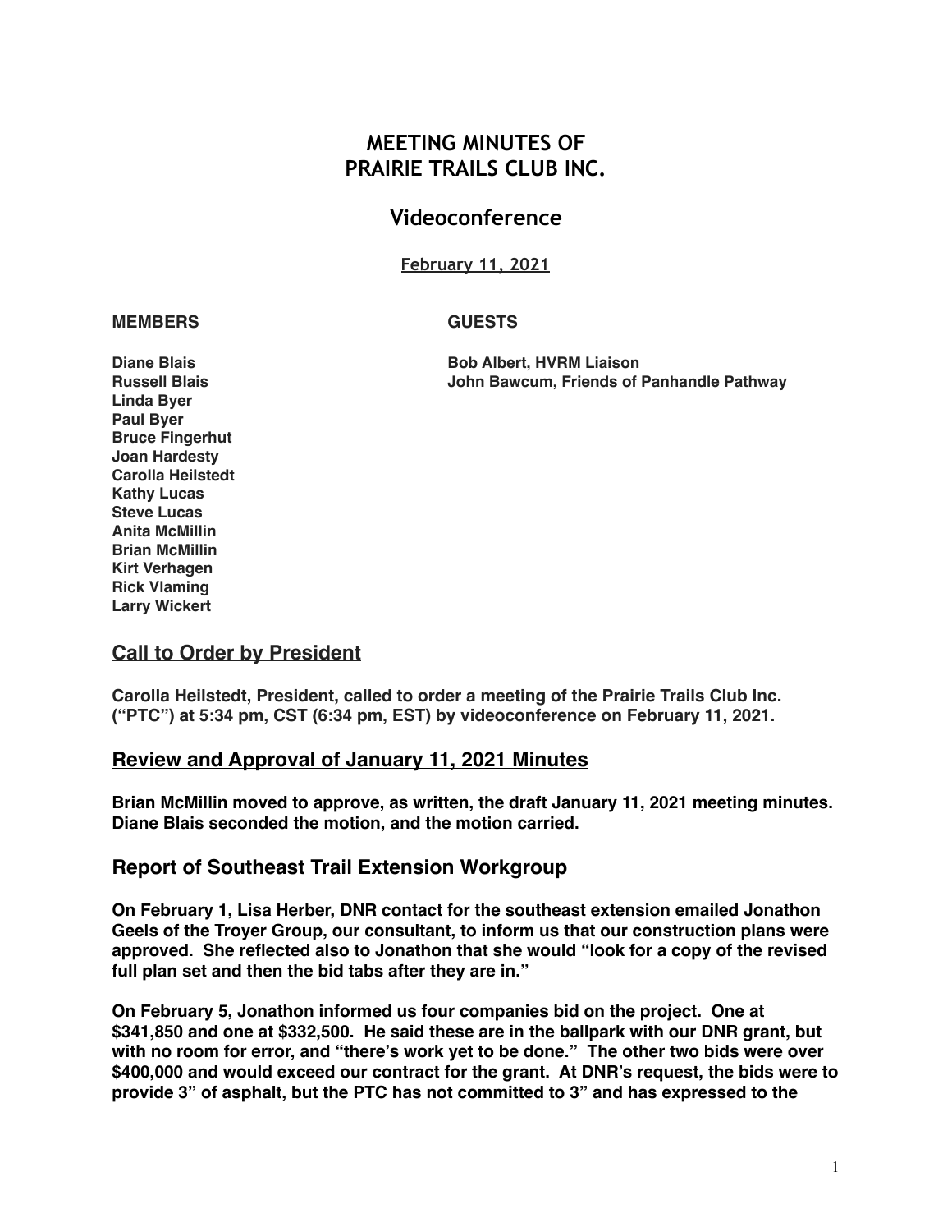# MEETING MINUTES OF PRAIRIE TRAILS CLUB INC.

## Videoconference

February 11, 2021

| MEMBERS | GUESTS |
|---|---|
| Diane Blais | Bob Albert, HVRM Liaison |
| Russell Blais | John Bawcum, Friends of Panhandle Pathway |
| Linda Byer | |
| Paul Byer | |
| Bruce Fingerhut | |
| Joan Hardesty | |
| Carolla Heilstedt | |
| Kathy Lucas | |
| Steve Lucas | |
| Anita McMillin | |
| Brian McMillin | |
| Kirt Verhagen | |
| Rick Vlaming | |
| Larry Wickert | |

## Call to Order by President

**Carolla Heilstedt, President, called to order a meeting of the Prairie Trails Club Inc. ("PTC") at 5:34 pm, CST (6:34 pm, EST) by videoconference on February 11, 2021.**

## Review and Approval of January 11, 2021 Minutes

**Brian McMillin moved to approve, as written, the draft January 11, 2021 meeting minutes. Diane Blais seconded the motion, and the motion carried.**

## Report of Southeast Trail Extension Workgroup

**On February 1, Lisa Herber, DNR contact for the southeast extension emailed Jonathon Geels of the Troyer Group, our consultant, to inform us that our construction plans were approved. She reflected also to Jonathon that she would "look for a copy of the revised full plan set and then the bid tabs after they are in."**

**On February 5, Jonathon informed us four companies bid on the project. One at $341,850 and one at $332,500. He said these are in the ballpark with our DNR grant, but with no room for error, and "there's work yet to be done." The other two bids were over $400,000 and would exceed our contract for the grant. At DNR's request, the bids were to provide 3" of asphalt, but the PTC has not committed to 3" and has expressed to the**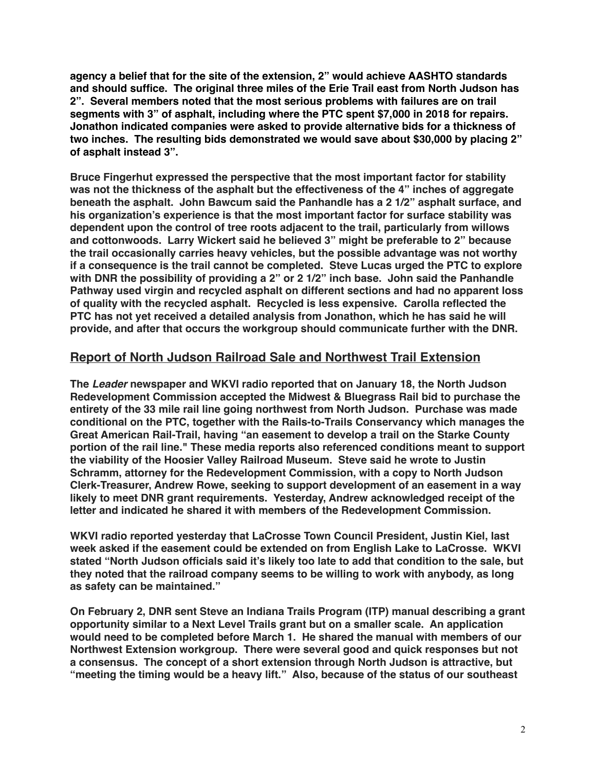**agency a belief that for the site of the extension, 2" would achieve AASHTO standards and should suffice. The original three miles of the Erie Trail east from North Judson has 2". Several members noted that the most serious problems with failures are on trail segments with 3" of asphalt, including where the PTC spent $7,000 in 2018 for repairs. Jonathon indicated companies were asked to provide alternative bids for a thickness of two inches. The resulting bids demonstrated we would save about $30,000 by placing 2" of asphalt instead 3".**

**Bruce Fingerhut expressed the perspective that the most important factor for stability was not the thickness of the asphalt but the effectiveness of the 4" inches of aggregate beneath the asphalt. John Bawcum said the Panhandle has a 2 1/2" asphalt surface, and his organization's experience is that the most important factor for surface stability was dependent upon the control of tree roots adjacent to the trail, particularly from willows and cottonwoods. Larry Wickert said he believed 3" might be preferable to 2" because the trail occasionally carries heavy vehicles, but the possible advantage was not worthy if a consequence is the trail cannot be completed. Steve Lucas urged the PTC to explore with DNR the possibility of providing a 2" or 2 1/2" inch base. John said the Panhandle Pathway used virgin and recycled asphalt on different sections and had no apparent loss of quality with the recycled asphalt. Recycled is less expensive. Carolla reflected the PTC has not yet received a detailed analysis from Jonathon, which he has said he will provide, and after that occurs the workgroup should communicate further with the DNR.**

## Report of North Judson Railroad Sale and Northwest Trail Extension

**The *Leader* newspaper and WKVI radio reported that on January 18, the North Judson Redevelopment Commission accepted the Midwest & Bluegrass Rail bid to purchase the entirety of the 33 mile rail line going northwest from North Judson. Purchase was made conditional on the PTC, together with the Rails-to-Trails Conservancy which manages the Great American Rail-Trail, having "an easement to develop a trail on the Starke County portion of the rail line." These media reports also referenced conditions meant to support the viability of the Hoosier Valley Railroad Museum. Steve said he wrote to Justin Schramm, attorney for the Redevelopment Commission, with a copy to North Judson Clerk-Treasurer, Andrew Rowe, seeking to support development of an easement in a way likely to meet DNR grant requirements. Yesterday, Andrew acknowledged receipt of the letter and indicated he shared it with members of the Redevelopment Commission.**

**WKVI radio reported yesterday that LaCrosse Town Council President, Justin Kiel, last week asked if the easement could be extended on from English Lake to LaCrosse. WKVI stated "North Judson officials said it's likely too late to add that condition to the sale, but they noted that the railroad company seems to be willing to work with anybody, as long as safety can be maintained."**

**On February 2, DNR sent Steve an Indiana Trails Program (ITP) manual describing a grant opportunity similar to a Next Level Trails grant but on a smaller scale. An application would need to be completed before March 1. He shared the manual with members of our Northwest Extension workgroup. There were several good and quick responses but not a consensus. The concept of a short extension through North Judson is attractive, but "meeting the timing would be a heavy lift." Also, because of the status of our southeast**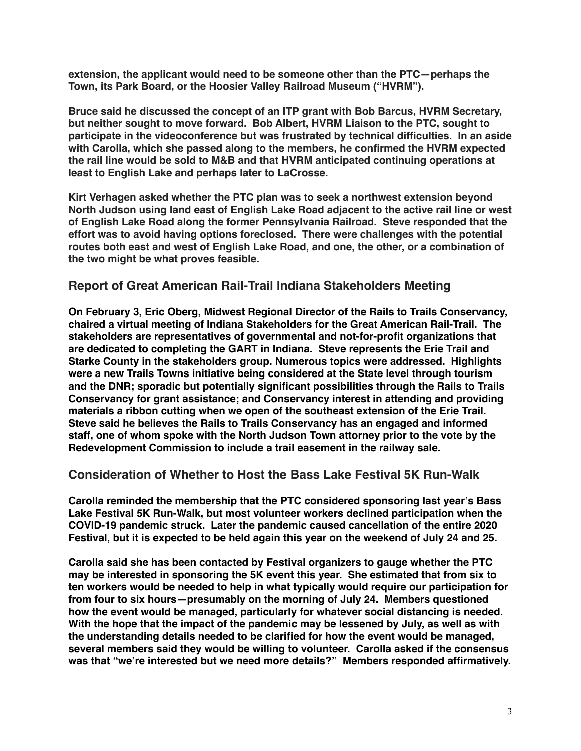**extension, the applicant would need to be someone other than the PTC—perhaps the Town, its Park Board, or the Hoosier Valley Railroad Museum ("HVRM").**

**Bruce said he discussed the concept of an ITP grant with Bob Barcus, HVRM Secretary, but neither sought to move forward. Bob Albert, HVRM Liaison to the PTC, sought to participate in the videoconference but was frustrated by technical difficulties. In an aside with Carolla, which she passed along to the members, he confirmed the HVRM expected the rail line would be sold to M&B and that HVRM anticipated continuing operations at least to English Lake and perhaps later to LaCrosse.**

**Kirt Verhagen asked whether the PTC plan was to seek a northwest extension beyond North Judson using land east of English Lake Road adjacent to the active rail line or west of English Lake Road along the former Pennsylvania Railroad. Steve responded that the effort was to avoid having options foreclosed. There were challenges with the potential routes both east and west of English Lake Road, and one, the other, or a combination of the two might be what proves feasible.**

## Report of Great American Rail-Trail Indiana Stakeholders Meeting

**On February 3, Eric Oberg, Midwest Regional Director of the Rails to Trails Conservancy, chaired a virtual meeting of Indiana Stakeholders for the Great American Rail-Trail. The stakeholders are representatives of governmental and not-for-profit organizations that are dedicated to completing the GART in Indiana. Steve represents the Erie Trail and Starke County in the stakeholders group. Numerous topics were addressed. Highlights were a new Trails Towns initiative being considered at the State level through tourism and the DNR; sporadic but potentially significant possibilities through the Rails to Trails Conservancy for grant assistance; and Conservancy interest in attending and providing materials a ribbon cutting when we open of the southeast extension of the Erie Trail. Steve said he believes the Rails to Trails Conservancy has an engaged and informed staff, one of whom spoke with the North Judson Town attorney prior to the vote by the Redevelopment Commission to include a trail easement in the railway sale.**

## Consideration of Whether to Host the Bass Lake Festival 5K Run-Walk

**Carolla reminded the membership that the PTC considered sponsoring last year's Bass Lake Festival 5K Run-Walk, but most volunteer workers declined participation when the COVID-19 pandemic struck. Later the pandemic caused cancellation of the entire 2020 Festival, but it is expected to be held again this year on the weekend of July 24 and 25.**

**Carolla said she has been contacted by Festival organizers to gauge whether the PTC may be interested in sponsoring the 5K event this year. She estimated that from six to ten workers would be needed to help in what typically would require our participation for from four to six hours—presumably on the morning of July 24. Members questioned how the event would be managed, particularly for whatever social distancing is needed. With the hope that the impact of the pandemic may be lessened by July, as well as with the understanding details needed to be clarified for how the event would be managed, several members said they would be willing to volunteer. Carolla asked if the consensus was that "we're interested but we need more details?" Members responded affirmatively.**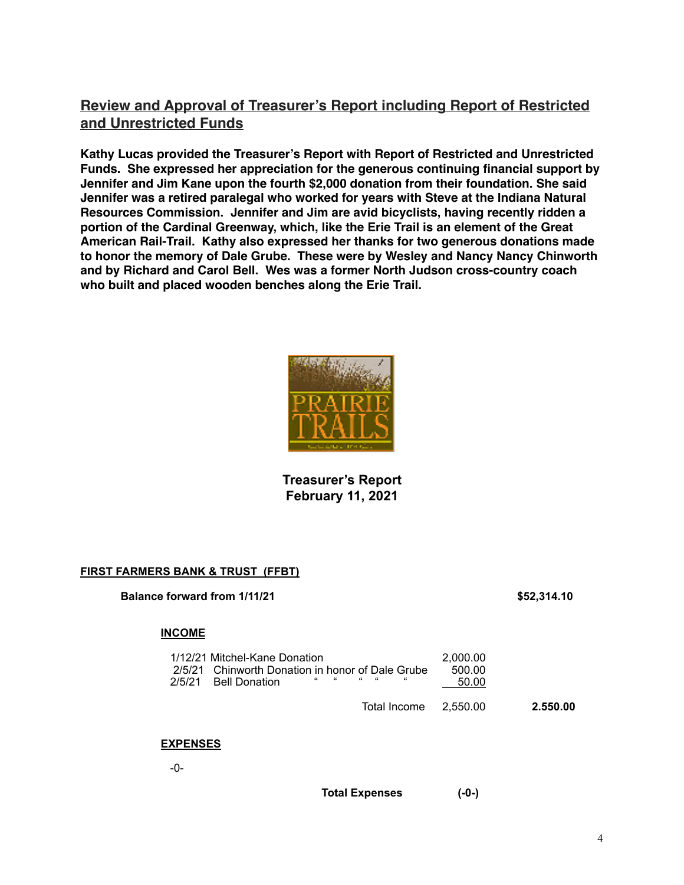## Review and Approval of Treasurer's Report including Report of Restricted and Unrestricted Funds

**Kathy Lucas provided the Treasurer's Report with Report of Restricted and Unrestricted Funds. She expressed her appreciation for the generous continuing financial support by Jennifer and Jim Kane upon the fourth $2,000 donation from their foundation. She said Jennifer was a retired paralegal who worked for years with Steve at the Indiana Natural Resources Commission. Jennifer and Jim are avid bicyclists, having recently ridden a portion of the Cardinal Greenway, which, like the Erie Trail is an element of the Great American Rail-Trail. Kathy also expressed her thanks for two generous donations made to honor the memory of Dale Grube. These were by Wesley and Nancy Nancy Chinworth and by Richard and Carol Bell. Wes was a former North Judson cross-country coach who built and placed wooden benches along the Erie Trail.**

PRAIRIE TRAILS

**Treasurer's Report**
**February 11, 2021**

**FIRST FARMERS BANK & TRUST (FFBT)**

**Balance forward from 1/11/21** **$52,314.10**

**INCOME**

| | | |
|---|---|---|
| 1/12/21 Mitchel-Kane Donation | 2,000.00 | |
| 2/5/21 Chinworth Donation in honor of Dale Grube | 500.00 | |
| 2/5/21 Bell Donation " " " " " | 50.00 | |
| Total Income | 2,550.00 | **2.550.00** |

**EXPENSES**

-0-

**Total Expenses** **(-0-)**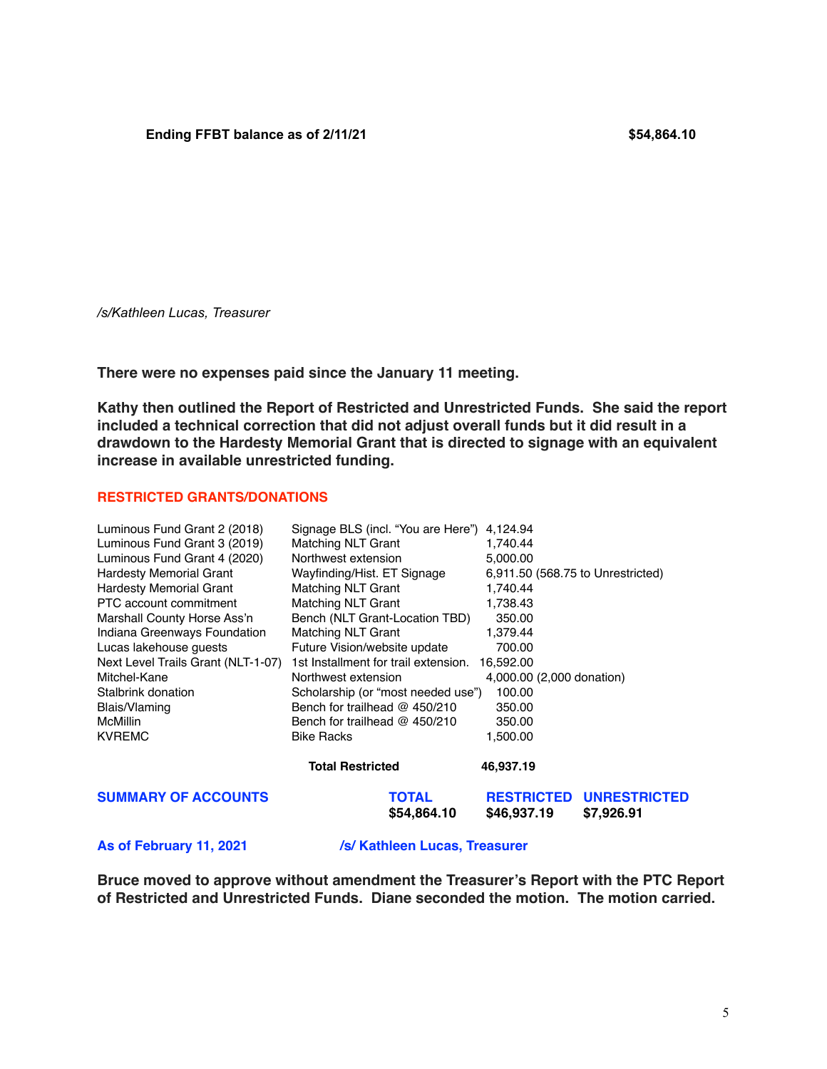**Ending FFBT balance as of 2/11/21 $54,864.10**

*/s/Kathleen Lucas, Treasurer*

**There were no expenses paid since the January 11 meeting.**

**Kathy then outlined the Report of Restricted and Unrestricted Funds. She said the report included a technical correction that did not adjust overall funds but it did result in a drawdown to the Hardesty Memorial Grant that is directed to signage with an equivalent increase in available unrestricted funding.**

**RESTRICTED GRANTS/DONATIONS**

| | | |
|---|---|---|
| Luminous Fund Grant 2 (2018) | Signage BLS (incl. "You are Here") | 4,124.94 |
| Luminous Fund Grant 3 (2019) | Matching NLT Grant | 1,740.44 |
| Luminous Fund Grant 4 (2020) | Northwest extension | 5,000.00 |
| Hardesty Memorial Grant | Wayfinding/Hist. ET Signage | 6,911.50 (568.75 to Unrestricted) |
| Hardesty Memorial Grant | Matching NLT Grant | 1,740.44 |
| PTC account commitment | Matching NLT Grant | 1,738.43 |
| Marshall County Horse Ass'n | Bench (NLT Grant-Location TBD) | 350.00 |
| Indiana Greenways Foundation | Matching NLT Grant | 1,379.44 |
| Lucas lakehouse guests | Future Vision/website update | 700.00 |
| Next Level Trails Grant (NLT-1-07) | 1st Installment for trail extension. | 16,592.00 |
| Mitchel-Kane | Northwest extension | 4,000.00 (2,000 donation) |
| Stalbrink donation | Scholarship (or "most needed use") | 100.00 |
| Blais/Vlaming | Bench for trailhead @ 450/210 | 350.00 |
| McMillin | Bench for trailhead @ 450/210 | 350.00 |
| KVREMC | Bike Racks | 1,500.00 |
| | **Total Restricted** | **46,937.19** |

| **SUMMARY OF ACCOUNTS** | **TOTAL** | **RESTRICTED** | **UNRESTRICTED** |
|---|---|---|---|
| | **$54,864.10** | **$46,937.19** | **$7,926.91** |

**As of February 11, 2021** **/s/ Kathleen Lucas, Treasurer**

**Bruce moved to approve without amendment the Treasurer's Report with the PTC Report of Restricted and Unrestricted Funds. Diane seconded the motion. The motion carried.**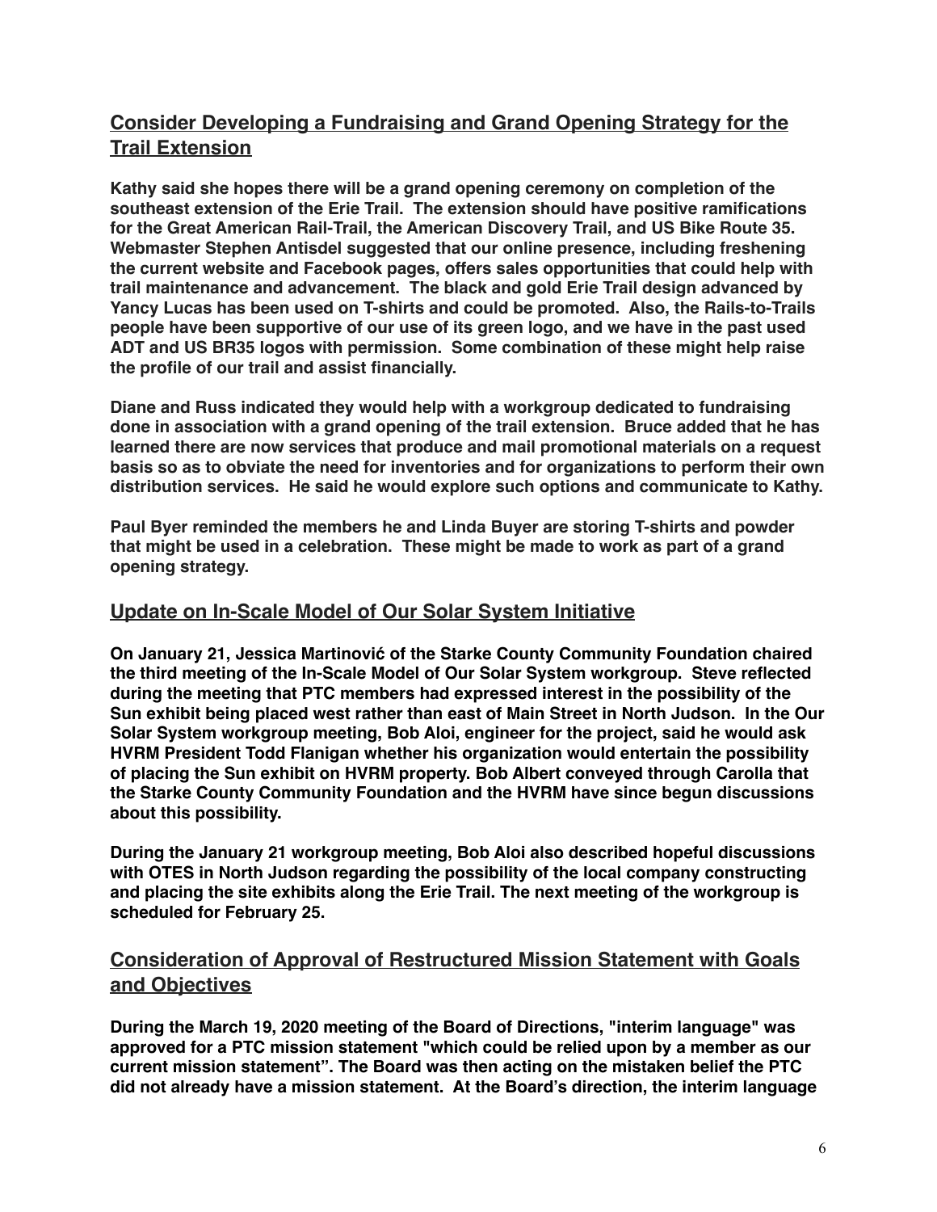## Consider Developing a Fundraising and Grand Opening Strategy for the Trail Extension

**Kathy said she hopes there will be a grand opening ceremony on completion of the southeast extension of the Erie Trail. The extension should have positive ramifications for the Great American Rail-Trail, the American Discovery Trail, and US Bike Route 35. Webmaster Stephen Antisdel suggested that our online presence, including freshening the current website and Facebook pages, offers sales opportunities that could help with trail maintenance and advancement. The black and gold Erie Trail design advanced by Yancy Lucas has been used on T-shirts and could be promoted. Also, the Rails-to-Trails people have been supportive of our use of its green logo, and we have in the past used ADT and US BR35 logos with permission. Some combination of these might help raise the profile of our trail and assist financially.**

**Diane and Russ indicated they would help with a workgroup dedicated to fundraising done in association with a grand opening of the trail extension. Bruce added that he has learned there are now services that produce and mail promotional materials on a request basis so as to obviate the need for inventories and for organizations to perform their own distribution services. He said he would explore such options and communicate to Kathy.**

**Paul Byer reminded the members he and Linda Buyer are storing T-shirts and powder that might be used in a celebration. These might be made to work as part of a grand opening strategy.**

## Update on In-Scale Model of Our Solar System Initiative

**On January 21, Jessica Martinović of the Starke County Community Foundation chaired the third meeting of the In-Scale Model of Our Solar System workgroup. Steve reflected during the meeting that PTC members had expressed interest in the possibility of the Sun exhibit being placed west rather than east of Main Street in North Judson. In the Our Solar System workgroup meeting, Bob Aloi, engineer for the project, said he would ask HVRM President Todd Flanigan whether his organization would entertain the possibility of placing the Sun exhibit on HVRM property. Bob Albert conveyed through Carolla that the Starke County Community Foundation and the HVRM have since begun discussions about this possibility.**

**During the January 21 workgroup meeting, Bob Aloi also described hopeful discussions with OTES in North Judson regarding the possibility of the local company constructing and placing the site exhibits along the Erie Trail. The next meeting of the workgroup is scheduled for February 25.**

## Consideration of Approval of Restructured Mission Statement with Goals and Objectives

**During the March 19, 2020 meeting of the Board of Directions, "interim language" was approved for a PTC mission statement "which could be relied upon by a member as our current mission statement". The Board was then acting on the mistaken belief the PTC did not already have a mission statement. At the Board's direction, the interim language**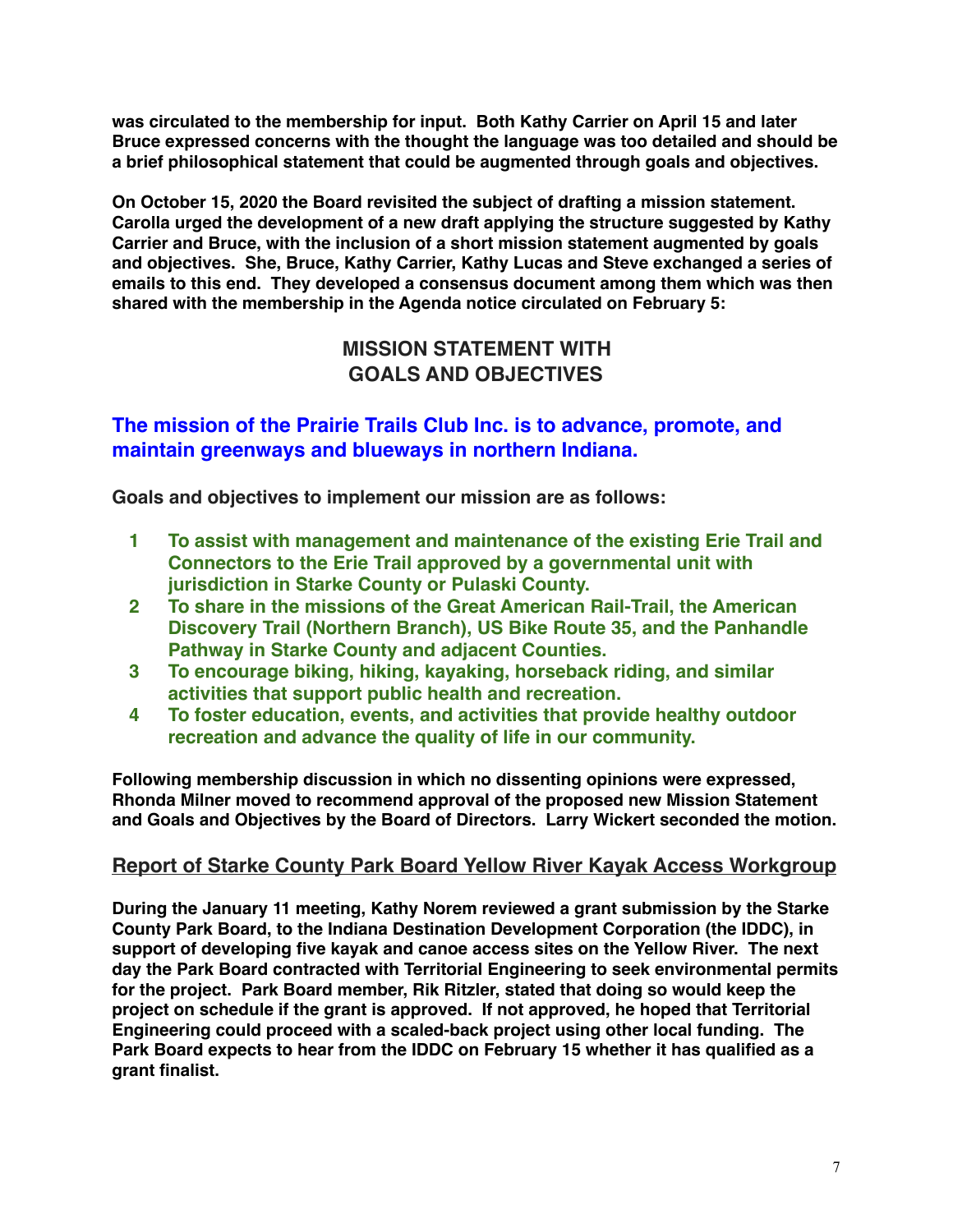**was circulated to the membership for input. Both Kathy Carrier on April 15 and later Bruce expressed concerns with the thought the language was too detailed and should be a brief philosophical statement that could be augmented through goals and objectives.**

**On October 15, 2020 the Board revisited the subject of drafting a mission statement. Carolla urged the development of a new draft applying the structure suggested by Kathy Carrier and Bruce, with the inclusion of a short mission statement augmented by goals and objectives. She, Bruce, Kathy Carrier, Kathy Lucas and Steve exchanged a series of emails to this end. They developed a consensus document among them which was then shared with the membership in the Agenda notice circulated on February 5:**

## MISSION STATEMENT WITH GOALS AND OBJECTIVES

**The mission of the Prairie Trails Club Inc. is to advance, promote, and maintain greenways and blueways in northern Indiana.**

**Goals and objectives to implement our mission are as follows:**

1. **To assist with management and maintenance of the existing Erie Trail and Connectors to the Erie Trail approved by a governmental unit with jurisdiction in Starke County or Pulaski County.**
2. **To share in the missions of the Great American Rail-Trail, the American Discovery Trail (Northern Branch), US Bike Route 35, and the Panhandle Pathway in Starke County and adjacent Counties.**
3. **To encourage biking, hiking, kayaking, horseback riding, and similar activities that support public health and recreation.**
4. **To foster education, events, and activities that provide healthy outdoor recreation and advance the quality of life in our community.**

**Following membership discussion in which no dissenting opinions were expressed, Rhonda Milner moved to recommend approval of the proposed new Mission Statement and Goals and Objectives by the Board of Directors. Larry Wickert seconded the motion.**

## Report of Starke County Park Board Yellow River Kayak Access Workgroup

**During the January 11 meeting, Kathy Norem reviewed a grant submission by the Starke County Park Board, to the Indiana Destination Development Corporation (the IDDC), in support of developing five kayak and canoe access sites on the Yellow River. The next day the Park Board contracted with Territorial Engineering to seek environmental permits for the project. Park Board member, Rik Ritzler, stated that doing so would keep the project on schedule if the grant is approved. If not approved, he hoped that Territorial Engineering could proceed with a scaled-back project using other local funding. The Park Board expects to hear from the IDDC on February 15 whether it has qualified as a grant finalist.**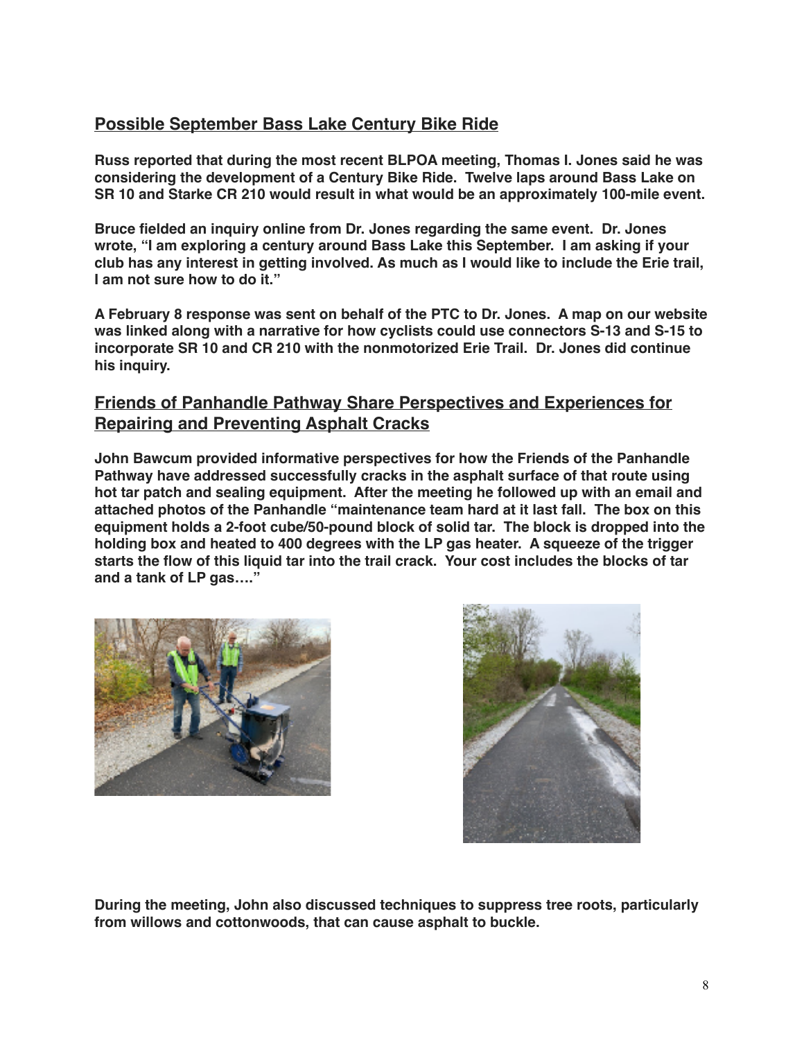## Possible September Bass Lake Century Bike Ride

**Russ reported that during the most recent BLPOA meeting, Thomas I. Jones said he was considering the development of a Century Bike Ride. Twelve laps around Bass Lake on SR 10 and Starke CR 210 would result in what would be an approximately 100-mile event.**

**Bruce fielded an inquiry online from Dr. Jones regarding the same event. Dr. Jones wrote, "I am exploring a century around Bass Lake this September. I am asking if your club has any interest in getting involved. As much as I would like to include the Erie trail, I am not sure how to do it."**

**A February 8 response was sent on behalf of the PTC to Dr. Jones. A map on our website was linked along with a narrative for how cyclists could use connectors S-13 and S-15 to incorporate SR 10 and CR 210 with the nonmotorized Erie Trail. Dr. Jones did continue his inquiry.**

## Friends of Panhandle Pathway Share Perspectives and Experiences for Repairing and Preventing Asphalt Cracks

**John Bawcum provided informative perspectives for how the Friends of the Panhandle Pathway have addressed successfully cracks in the asphalt surface of that route using hot tar patch and sealing equipment. After the meeting he followed up with an email and attached photos of the Panhandle "maintenance team hard at it last fall. The box on this equipment holds a 2-foot cube/50-pound block of solid tar. The block is dropped into the holding box and heated to 400 degrees with the LP gas heater. A squeeze of the trigger starts the flow of this liquid tar into the trail crack. Your cost includes the blocks of tar and a tank of LP gas…."**

**During the meeting, John also discussed techniques to suppress tree roots, particularly from willows and cottonwoods, that can cause asphalt to buckle.**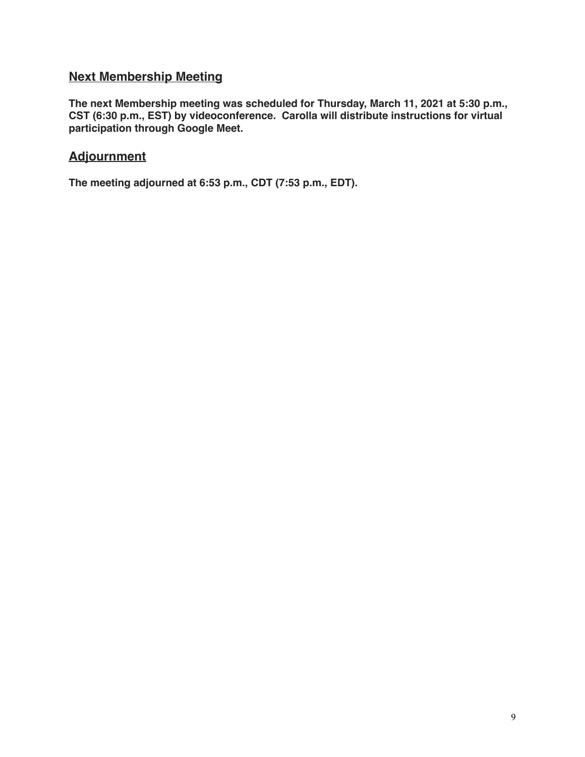## Next Membership Meeting

**The next Membership meeting was scheduled for Thursday, March 11, 2021 at 5:30 p.m., CST (6:30 p.m., EST) by videoconference. Carolla will distribute instructions for virtual participation through Google Meet.**

## Adjournment

**The meeting adjourned at 6:53 p.m., CDT (7:53 p.m., EDT).**